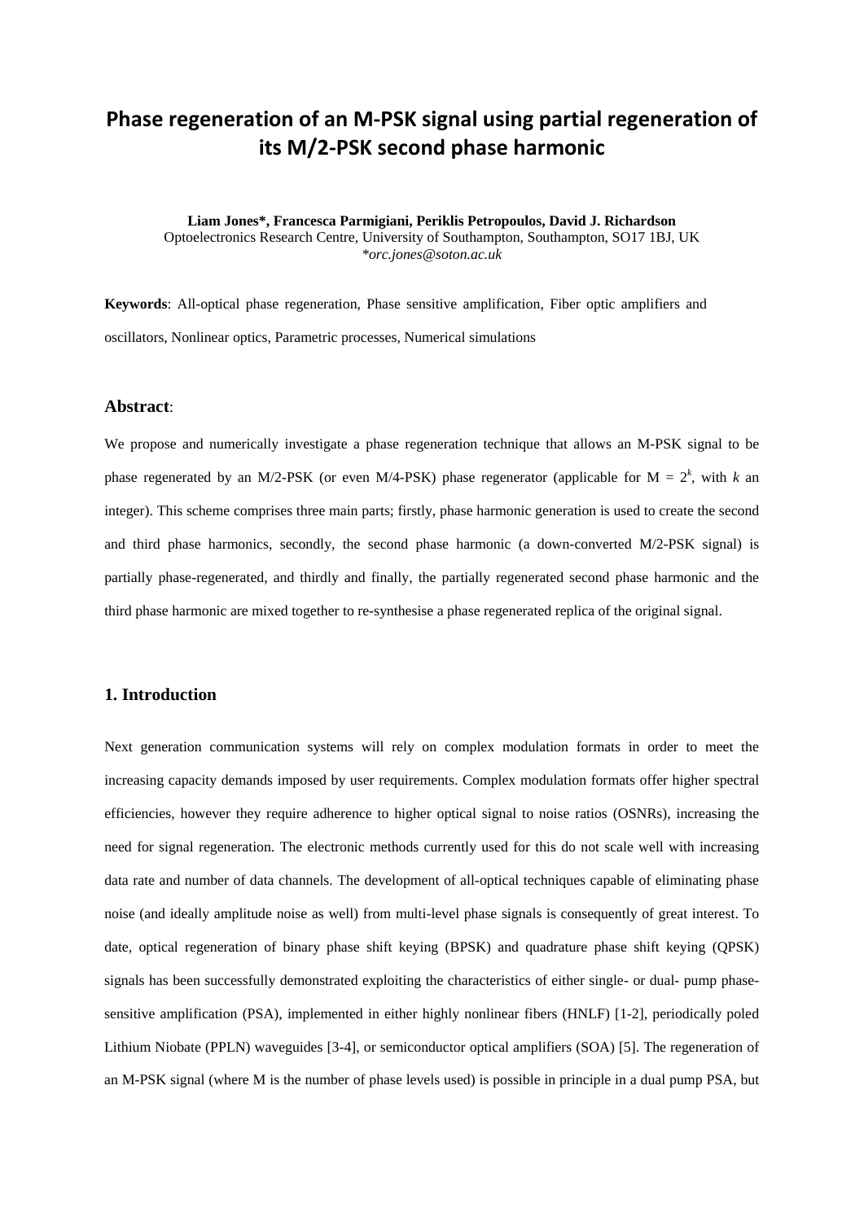# Phase regeneration of an M-PSK signal using partial regeneration of its M/2-PSK second phase harmonic

**Liam Jones\*, Francesca Parmigiani, Periklis Petropoulos, David J. Richardson**
Optoelectronics Research Centre, University of Southampton, Southampton, SO17 1BJ, UK
*\*orc.jones@soton.ac.uk*

**Keywords**: All-optical phase regeneration, Phase sensitive amplification, Fiber optic amplifiers and oscillators, Nonlinear optics, Parametric processes, Numerical simulations

## Abstract:

We propose and numerically investigate a phase regeneration technique that allows an M-PSK signal to be phase regenerated by an M/2-PSK (or even M/4-PSK) phase regenerator (applicable for $M = 2^k$, with $k$ an integer). This scheme comprises three main parts; firstly, phase harmonic generation is used to create the second and third phase harmonics, secondly, the second phase harmonic (a down-converted M/2-PSK signal) is partially phase-regenerated, and thirdly and finally, the partially regenerated second phase harmonic and the third phase harmonic are mixed together to re-synthesise a phase regenerated replica of the original signal.

## 1. Introduction

Next generation communication systems will rely on complex modulation formats in order to meet the increasing capacity demands imposed by user requirements. Complex modulation formats offer higher spectral efficiencies, however they require adherence to higher optical signal to noise ratios (OSNRs), increasing the need for signal regeneration. The electronic methods currently used for this do not scale well with increasing data rate and number of data channels. The development of all-optical techniques capable of eliminating phase noise (and ideally amplitude noise as well) from multi-level phase signals is consequently of great interest. To date, optical regeneration of binary phase shift keying (BPSK) and quadrature phase shift keying (QPSK) signals has been successfully demonstrated exploiting the characteristics of either single- or dual- pump phase-sensitive amplification (PSA), implemented in either highly nonlinear fibers (HNLF) [1-2], periodically poled Lithium Niobate (PPLN) waveguides [3-4], or semiconductor optical amplifiers (SOA) [5]. The regeneration of an M-PSK signal (where M is the number of phase levels used) is possible in principle in a dual pump PSA, but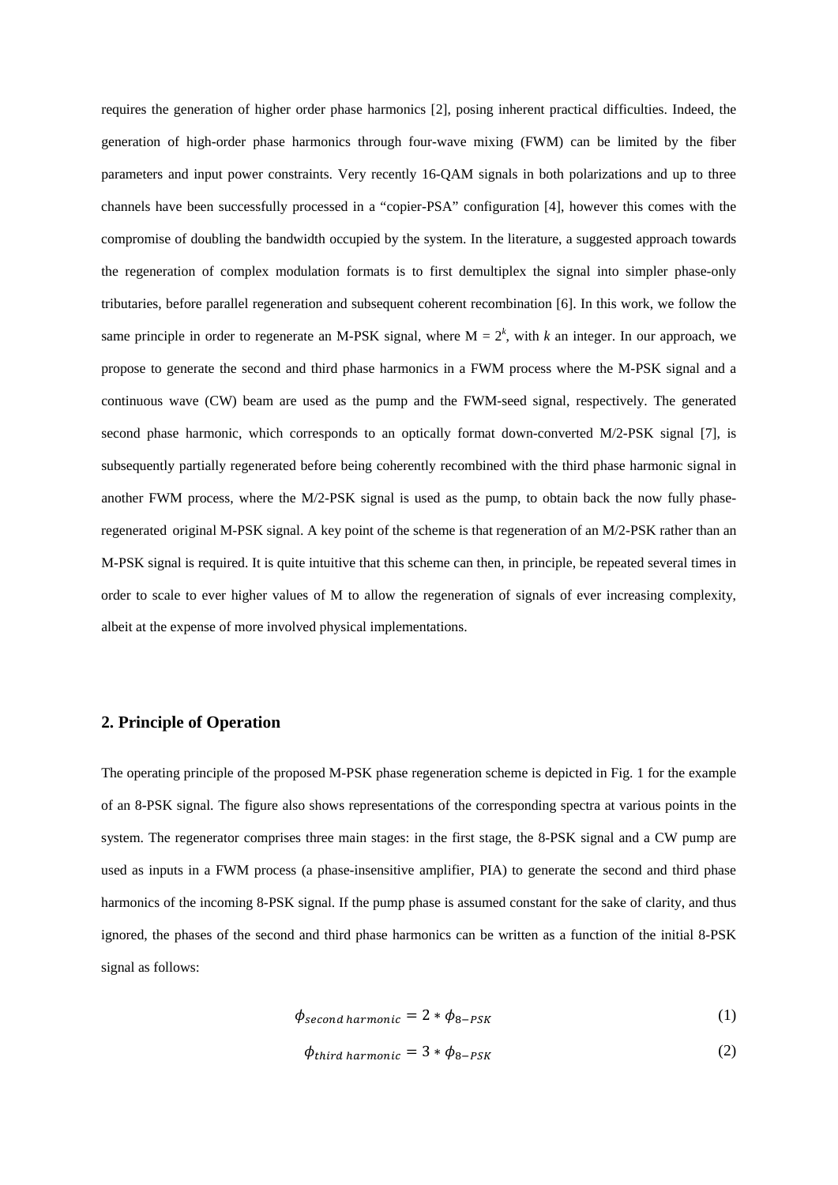requires the generation of higher order phase harmonics [2], posing inherent practical difficulties. Indeed, the generation of high-order phase harmonics through four-wave mixing (FWM) can be limited by the fiber parameters and input power constraints. Very recently 16-QAM signals in both polarizations and up to three channels have been successfully processed in a "copier-PSA" configuration [4], however this comes with the compromise of doubling the bandwidth occupied by the system. In the literature, a suggested approach towards the regeneration of complex modulation formats is to first demultiplex the signal into simpler phase-only tributaries, before parallel regeneration and subsequent coherent recombination [6]. In this work, we follow the same principle in order to regenerate an M-PSK signal, where $M = 2^k$, with $k$ an integer. In our approach, we propose to generate the second and third phase harmonics in a FWM process where the M-PSK signal and a continuous wave (CW) beam are used as the pump and the FWM-seed signal, respectively. The generated second phase harmonic, which corresponds to an optically format down-converted M/2-PSK signal [7], is subsequently partially regenerated before being coherently recombined with the third phase harmonic signal in another FWM process, where the M/2-PSK signal is used as the pump, to obtain back the now fully phase-regenerated original M-PSK signal. A key point of the scheme is that regeneration of an M/2-PSK rather than an M-PSK signal is required. It is quite intuitive that this scheme can then, in principle, be repeated several times in order to scale to ever higher values of M to allow the regeneration of signals of ever increasing complexity, albeit at the expense of more involved physical implementations.

## 2. Principle of Operation

The operating principle of the proposed M-PSK phase regeneration scheme is depicted in Fig. 1 for the example of an 8-PSK signal. The figure also shows representations of the corresponding spectra at various points in the system. The regenerator comprises three main stages: in the first stage, the 8-PSK signal and a CW pump are used as inputs in a FWM process (a phase-insensitive amplifier, PIA) to generate the second and third phase harmonics of the incoming 8-PSK signal. If the pump phase is assumed constant for the sake of clarity, and thus ignored, the phases of the second and third phase harmonics can be written as a function of the initial 8-PSK signal as follows:

$$\phi_{second\ harmonic} = 2 * \phi_{8-PSK} \tag{1}$$

$$\phi_{third\ harmonic} = 3 * \phi_{8-PSK} \tag{2}$$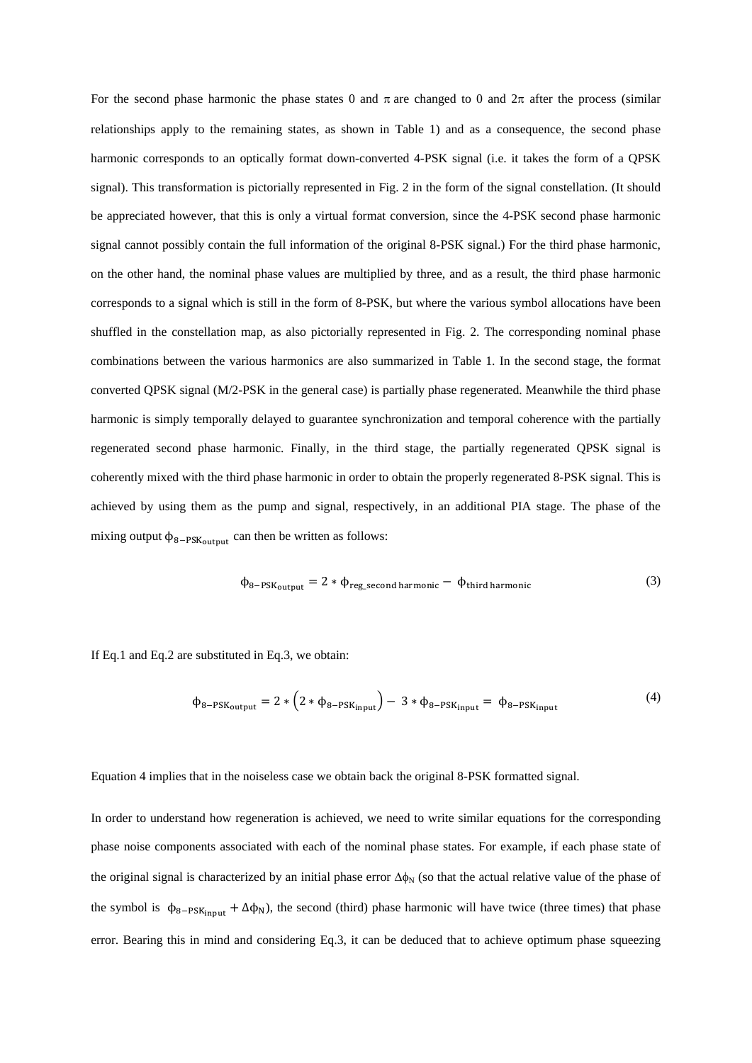For the second phase harmonic the phase states 0 and $\pi$ are changed to 0 and $2\pi$ after the process (similar relationships apply to the remaining states, as shown in Table 1) and as a consequence, the second phase harmonic corresponds to an optically format down-converted 4-PSK signal (i.e. it takes the form of a QPSK signal). This transformation is pictorially represented in Fig. 2 in the form of the signal constellation. (It should be appreciated however, that this is only a virtual format conversion, since the 4-PSK second phase harmonic signal cannot possibly contain the full information of the original 8-PSK signal.) For the third phase harmonic, on the other hand, the nominal phase values are multiplied by three, and as a result, the third phase harmonic corresponds to a signal which is still in the form of 8-PSK, but where the various symbol allocations have been shuffled in the constellation map, as also pictorially represented in Fig. 2. The corresponding nominal phase combinations between the various harmonics are also summarized in Table 1. In the second stage, the format converted QPSK signal (M/2-PSK in the general case) is partially phase regenerated. Meanwhile the third phase harmonic is simply temporally delayed to guarantee synchronization and temporal coherence with the partially regenerated second phase harmonic. Finally, in the third stage, the partially regenerated QPSK signal is coherently mixed with the third phase harmonic in order to obtain the properly regenerated 8-PSK signal. This is achieved by using them as the pump and signal, respectively, in an additional PIA stage. The phase of the mixing output $\phi_{8-\mathrm{PSK}_{\mathrm{output}}}$ can then be written as follows:

$$\phi_{8-\mathrm{PSK}_{\mathrm{output}}} = 2 * \phi_{\mathrm{reg\_second\,harmonic}} - \phi_{\mathrm{third\,harmonic}} \tag{3}$$

If Eq.1 and Eq.2 are substituted in Eq.3, we obtain:

$$\phi_{8-\mathrm{PSK}_{\mathrm{output}}} = 2 * \left(2 * \phi_{8-\mathrm{PSK}_{\mathrm{input}}}\right) - 3 * \phi_{8-\mathrm{PSK}_{\mathrm{input}}} = \phi_{8-\mathrm{PSK}_{\mathrm{input}}} \tag{4}$$

Equation 4 implies that in the noiseless case we obtain back the original 8-PSK formatted signal.

In order to understand how regeneration is achieved, we need to write similar equations for the corresponding phase noise components associated with each of the nominal phase states. For example, if each phase state of the original signal is characterized by an initial phase error $\Delta\phi_N$ (so that the actual relative value of the phase of the symbol is $\phi_{8-\mathrm{PSK}_{\mathrm{input}}} + \Delta\phi_N$), the second (third) phase harmonic will have twice (three times) that phase error. Bearing this in mind and considering Eq.3, it can be deduced that to achieve optimum phase squeezing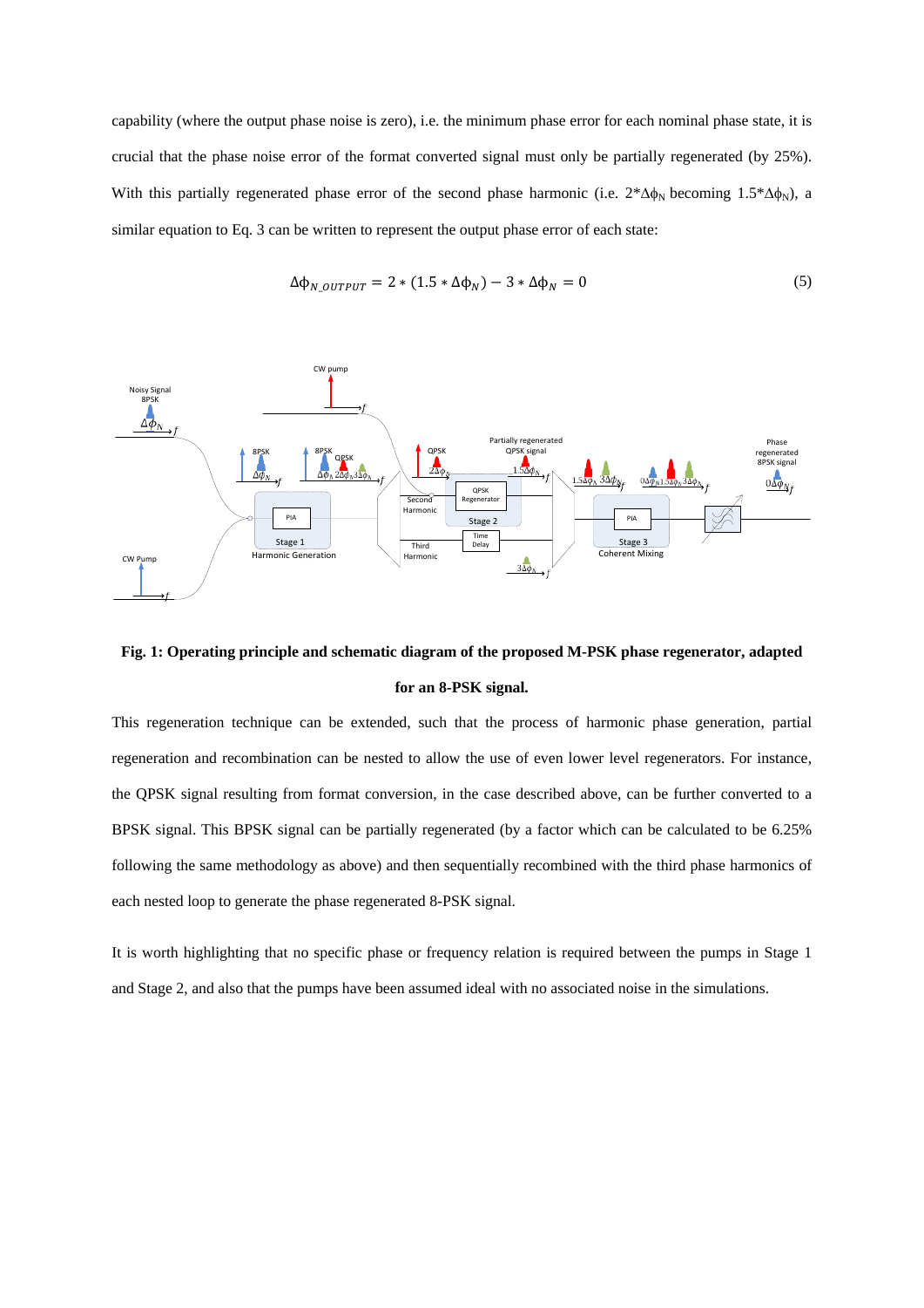capability (where the output phase noise is zero), i.e. the minimum phase error for each nominal phase state, it is crucial that the phase noise error of the format converted signal must only be partially regenerated (by 25%). With this partially regenerated phase error of the second phase harmonic (i.e. $2*\Delta\phi_N$ becoming $1.5*\Delta\phi_N$), a similar equation to Eq. 3 can be written to represent the output phase error of each state:

$$\Delta\phi_{N\_OUTPUT} = 2*(1.5*\Delta\phi_N) - 3*\Delta\phi_N = 0 \tag{5}$$

**Fig. 1: Operating principle and schematic diagram of the proposed M-PSK phase regenerator, adapted for an 8-PSK signal.**

This regeneration technique can be extended, such that the process of harmonic phase generation, partial regeneration and recombination can be nested to allow the use of even lower level regenerators. For instance, the QPSK signal resulting from format conversion, in the case described above, can be further converted to a BPSK signal. This BPSK signal can be partially regenerated (by a factor which can be calculated to be 6.25% following the same methodology as above) and then sequentially recombined with the third phase harmonics of each nested loop to generate the phase regenerated 8-PSK signal.

It is worth highlighting that no specific phase or frequency relation is required between the pumps in Stage 1 and Stage 2, and also that the pumps have been assumed ideal with no associated noise in the simulations.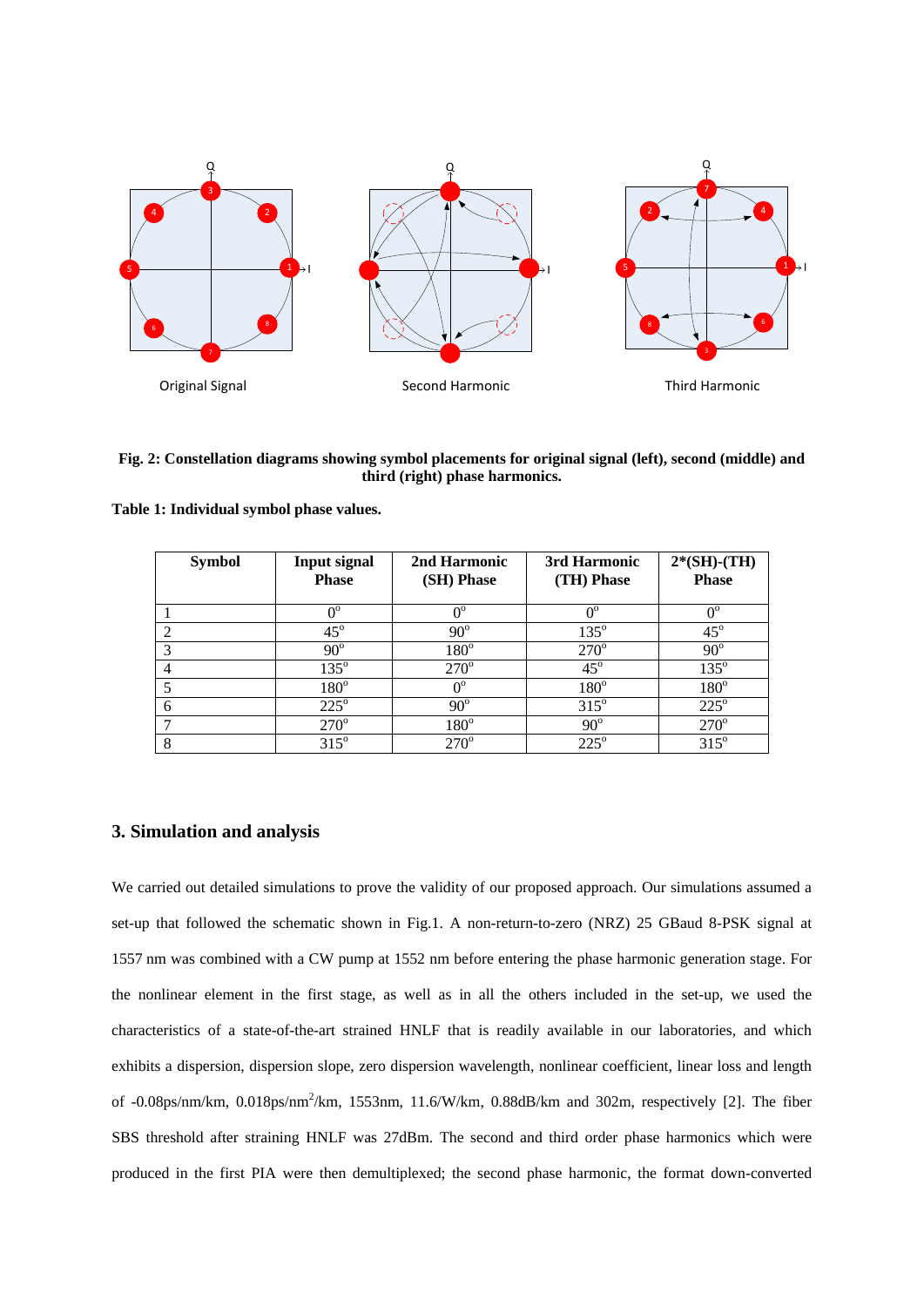**Fig. 2: Constellation diagrams showing symbol placements for original signal (left), second (middle) and third (right) phase harmonics.**

**Table 1: Individual symbol phase values.**

| Symbol | Input signal Phase | 2nd Harmonic (SH) Phase | 3rd Harmonic (TH) Phase | 2*(SH)-(TH) Phase |
|---|---|---|---|---|
| 1 | $0^o$ | $0^o$ | $0^o$ | $0^o$ |
| 2 | $45^o$ | $90^o$ | $135^o$ | $45^o$ |
| 3 | $90^o$ | $180^o$ | $270^o$ | $90^o$ |
| 4 | $135^o$ | $270^o$ | $45^o$ | $135^o$ |
| 5 | $180^o$ | $0^o$ | $180^o$ | $180^o$ |
| 6 | $225^o$ | $90^o$ | $315^o$ | $225^o$ |
| 7 | $270^o$ | $180^o$ | $90^o$ | $270^o$ |
| 8 | $315^o$ | $270^o$ | $225^o$ | $315^o$ |

## 3. Simulation and analysis

We carried out detailed simulations to prove the validity of our proposed approach. Our simulations assumed a set-up that followed the schematic shown in Fig.1. A non-return-to-zero (NRZ) 25 GBaud 8-PSK signal at 1557 nm was combined with a CW pump at 1552 nm before entering the phase harmonic generation stage. For the nonlinear element in the first stage, as well as in all the others included in the set-up, we used the characteristics of a state-of-the-art strained HNLF that is readily available in our laboratories, and which exhibits a dispersion, dispersion slope, zero dispersion wavelength, nonlinear coefficient, linear loss and length of -0.08ps/nm/km, 0.018ps/nm$^2$/km, 1553nm, 11.6/W/km, 0.88dB/km and 302m, respectively [2]. The fiber SBS threshold after straining HNLF was 27dBm. The second and third order phase harmonics which were produced in the first PIA were then demultiplexed; the second phase harmonic, the format down-converted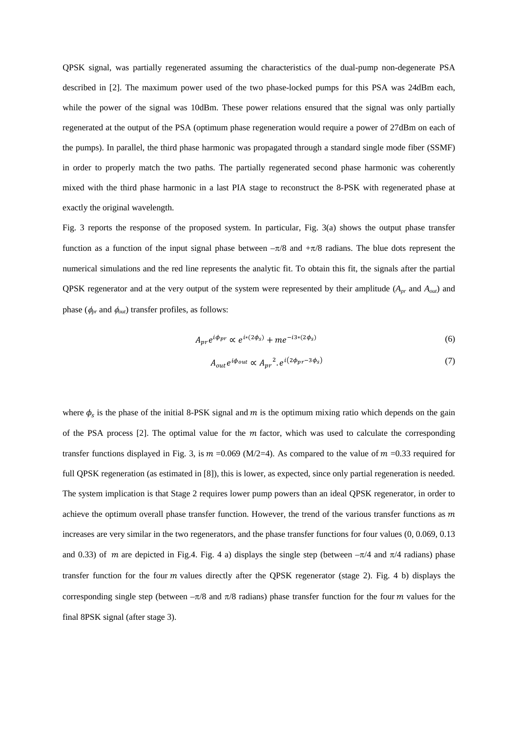QPSK signal, was partially regenerated assuming the characteristics of the dual-pump non-degenerate PSA described in [2]. The maximum power used of the two phase-locked pumps for this PSA was 24dBm each, while the power of the signal was 10dBm. These power relations ensured that the signal was only partially regenerated at the output of the PSA (optimum phase regeneration would require a power of 27dBm on each of the pumps). In parallel, the third phase harmonic was propagated through a standard single mode fiber (SSMF) in order to properly match the two paths. The partially regenerated second phase harmonic was coherently mixed with the third phase harmonic in a last PIA stage to reconstruct the 8-PSK with regenerated phase at exactly the original wavelength.

Fig. 3 reports the response of the proposed system. In particular, Fig. 3(a) shows the output phase transfer function as a function of the input signal phase between $-\pi/8$ and $+\pi/8$ radians. The blue dots represent the numerical simulations and the red line represents the analytic fit. To obtain this fit, the signals after the partial QPSK regenerator and at the very output of the system were represented by their amplitude ($A_{pr}$ and $A_{out}$) and phase ($\phi_{pr}$ and $\phi_{out}$) transfer profiles, as follows:

$$A_{pr}e^{i\phi_{pr}} \propto e^{i*(2\phi_s)} + me^{-i3*(2\phi_s)} \tag{6}$$

$$A_{out}e^{i\phi_{out}} \propto A_{pr}{}^{2}.e^{i(2\phi_{pr}-3\phi_s)} \tag{7}$$

where $\phi_s$ is the phase of the initial 8-PSK signal and $m$ is the optimum mixing ratio which depends on the gain of the PSA process [2]. The optimal value for the $m$ factor, which was used to calculate the corresponding transfer functions displayed in Fig. 3, is $m$ =0.069 (M/2=4). As compared to the value of $m$ =0.33 required for full QPSK regeneration (as estimated in [8]), this is lower, as expected, since only partial regeneration is needed. The system implication is that Stage 2 requires lower pump powers than an ideal QPSK regenerator, in order to achieve the optimum overall phase transfer function. However, the trend of the various transfer functions as $m$ increases are very similar in the two regenerators, and the phase transfer functions for four values (0, 0.069, 0.13 and 0.33) of $m$ are depicted in Fig.4. Fig. 4 a) displays the single step (between $-\pi/4$ and $\pi/4$ radians) phase transfer function for the four $m$ values directly after the QPSK regenerator (stage 2). Fig. 4 b) displays the corresponding single step (between $-\pi/8$ and $\pi/8$ radians) phase transfer function for the four $m$ values for the final 8PSK signal (after stage 3).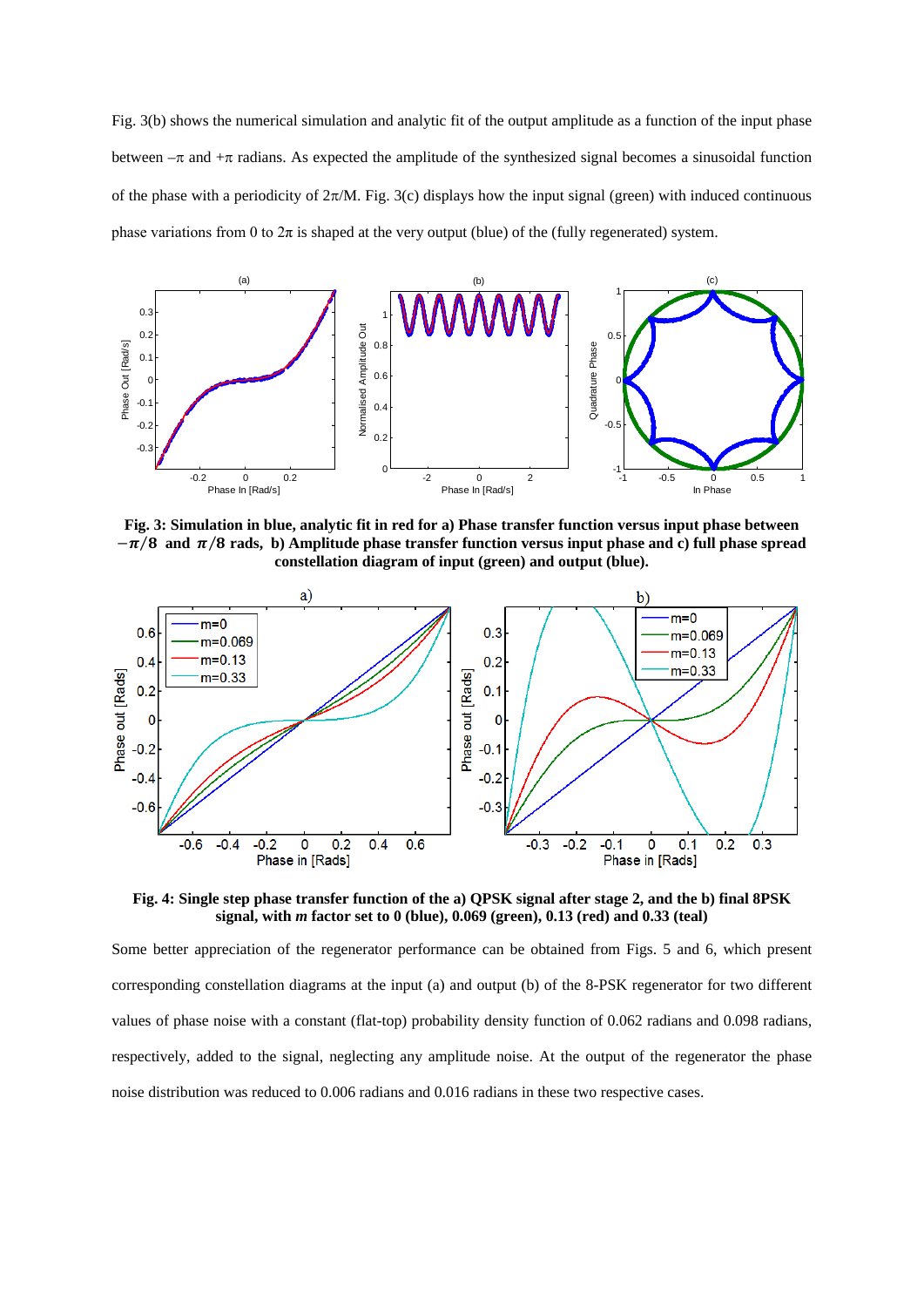Fig. 3(b) shows the numerical simulation and analytic fit of the output amplitude as a function of the input phase between $-\pi$ and $+\pi$ radians. As expected the amplitude of the synthesized signal becomes a sinusoidal function of the phase with a periodicity of $2\pi/M$. Fig. 3(c) displays how the input signal (green) with induced continuous phase variations from 0 to $2\pi$ is shaped at the very output (blue) of the (fully regenerated) system.

**Fig. 3: Simulation in blue, analytic fit in red for a) Phase transfer function versus input phase between $-\pi/8$ and $\pi/8$ rads, b) Amplitude phase transfer function versus input phase and c) full phase spread constellation diagram of input (green) and output (blue).**

**Fig. 4: Single step phase transfer function of the a) QPSK signal after stage 2, and the b) final 8PSK signal, with *m* factor set to 0 (blue), 0.069 (green), 0.13 (red) and 0.33 (teal)**

Some better appreciation of the regenerator performance can be obtained from Figs. 5 and 6, which present corresponding constellation diagrams at the input (a) and output (b) of the 8-PSK regenerator for two different values of phase noise with a constant (flat-top) probability density function of 0.062 radians and 0.098 radians, respectively, added to the signal, neglecting any amplitude noise. At the output of the regenerator the phase noise distribution was reduced to 0.006 radians and 0.016 radians in these two respective cases.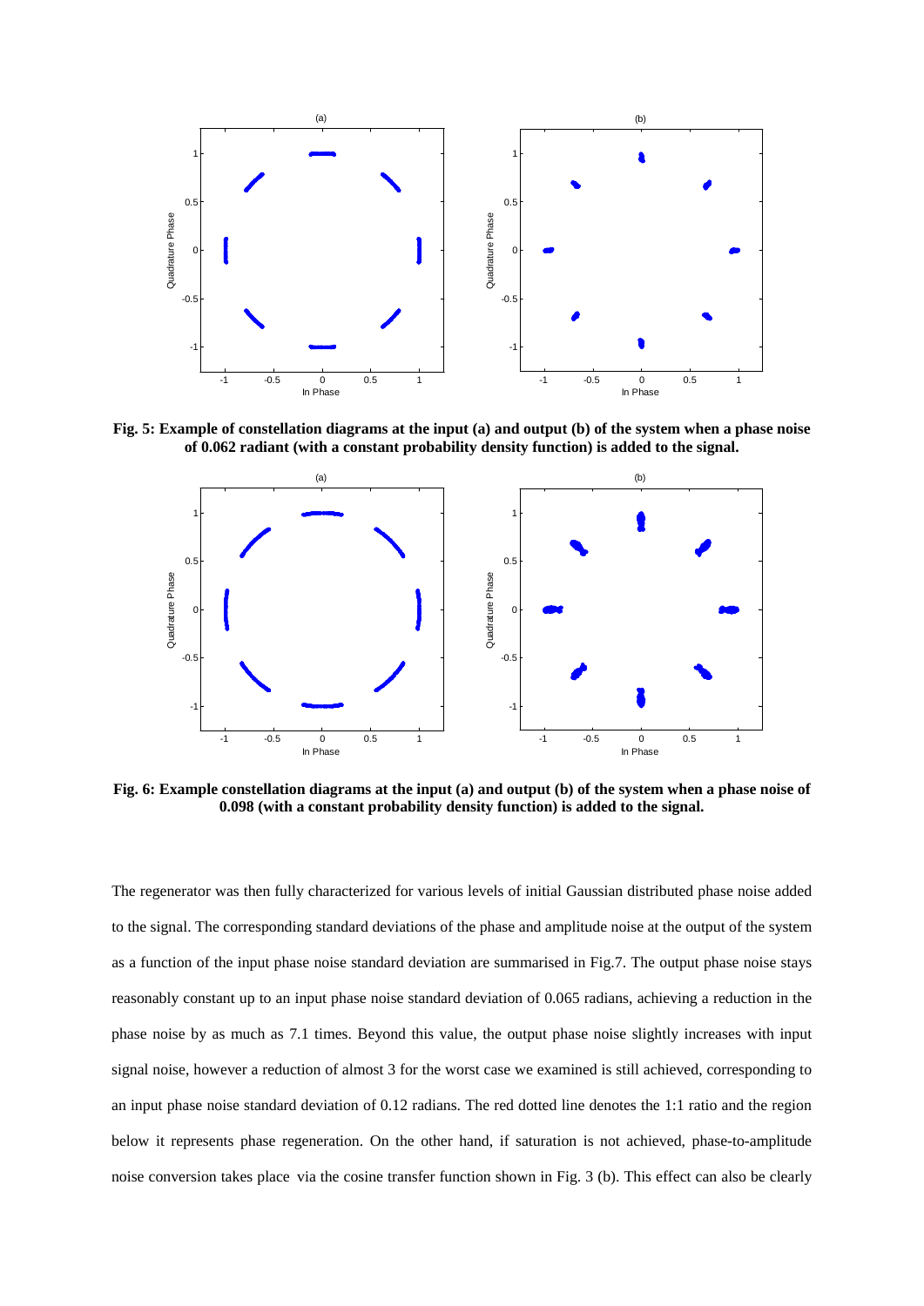**Fig. 5: Example of constellation diagrams at the input (a) and output (b) of the system when a phase noise of 0.062 radiant (with a constant probability density function) is added to the signal.**

**Fig. 6: Example constellation diagrams at the input (a) and output (b) of the system when a phase noise of 0.098 (with a constant probability density function) is added to the signal.**

The regenerator was then fully characterized for various levels of initial Gaussian distributed phase noise added to the signal. The corresponding standard deviations of the phase and amplitude noise at the output of the system as a function of the input phase noise standard deviation are summarised in Fig.7. The output phase noise stays reasonably constant up to an input phase noise standard deviation of 0.065 radians, achieving a reduction in the phase noise by as much as 7.1 times. Beyond this value, the output phase noise slightly increases with input signal noise, however a reduction of almost 3 for the worst case we examined is still achieved, corresponding to an input phase noise standard deviation of 0.12 radians. The red dotted line denotes the 1:1 ratio and the region below it represents phase regeneration. On the other hand, if saturation is not achieved, phase-to-amplitude noise conversion takes place via the cosine transfer function shown in Fig. 3 (b). This effect can also be clearly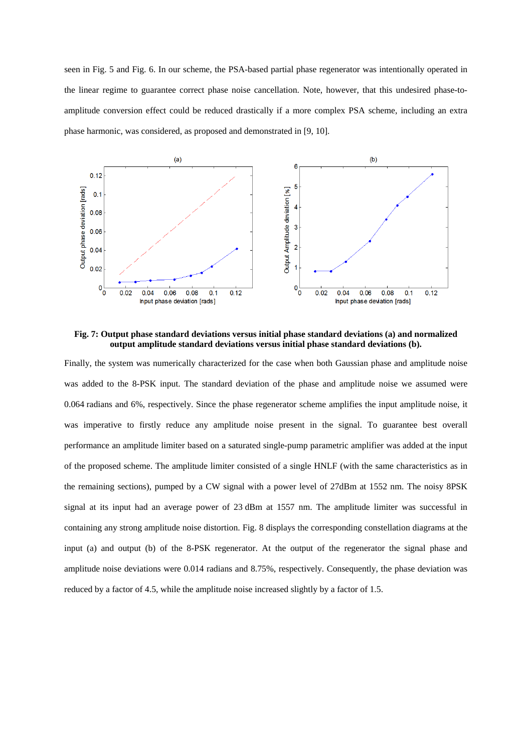seen in Fig. 5 and Fig. 6. In our scheme, the PSA-based partial phase regenerator was intentionally operated in the linear regime to guarantee correct phase noise cancellation. Note, however, that this undesired phase-to-amplitude conversion effect could be reduced drastically if a more complex PSA scheme, including an extra phase harmonic, was considered, as proposed and demonstrated in [9, 10].

**Fig. 7: Output phase standard deviations versus initial phase standard deviations (a) and normalized output amplitude standard deviations versus initial phase standard deviations (b).**

Finally, the system was numerically characterized for the case when both Gaussian phase and amplitude noise was added to the 8-PSK input. The standard deviation of the phase and amplitude noise we assumed were 0.064 radians and 6%, respectively. Since the phase regenerator scheme amplifies the input amplitude noise, it was imperative to firstly reduce any amplitude noise present in the signal. To guarantee best overall performance an amplitude limiter based on a saturated single-pump parametric amplifier was added at the input of the proposed scheme. The amplitude limiter consisted of a single HNLF (with the same characteristics as in the remaining sections), pumped by a CW signal with a power level of 27dBm at 1552 nm. The noisy 8PSK signal at its input had an average power of 23 dBm at 1557 nm. The amplitude limiter was successful in containing any strong amplitude noise distortion. Fig. 8 displays the corresponding constellation diagrams at the input (a) and output (b) of the 8-PSK regenerator. At the output of the regenerator the signal phase and amplitude noise deviations were 0.014 radians and 8.75%, respectively. Consequently, the phase deviation was reduced by a factor of 4.5, while the amplitude noise increased slightly by a factor of 1.5.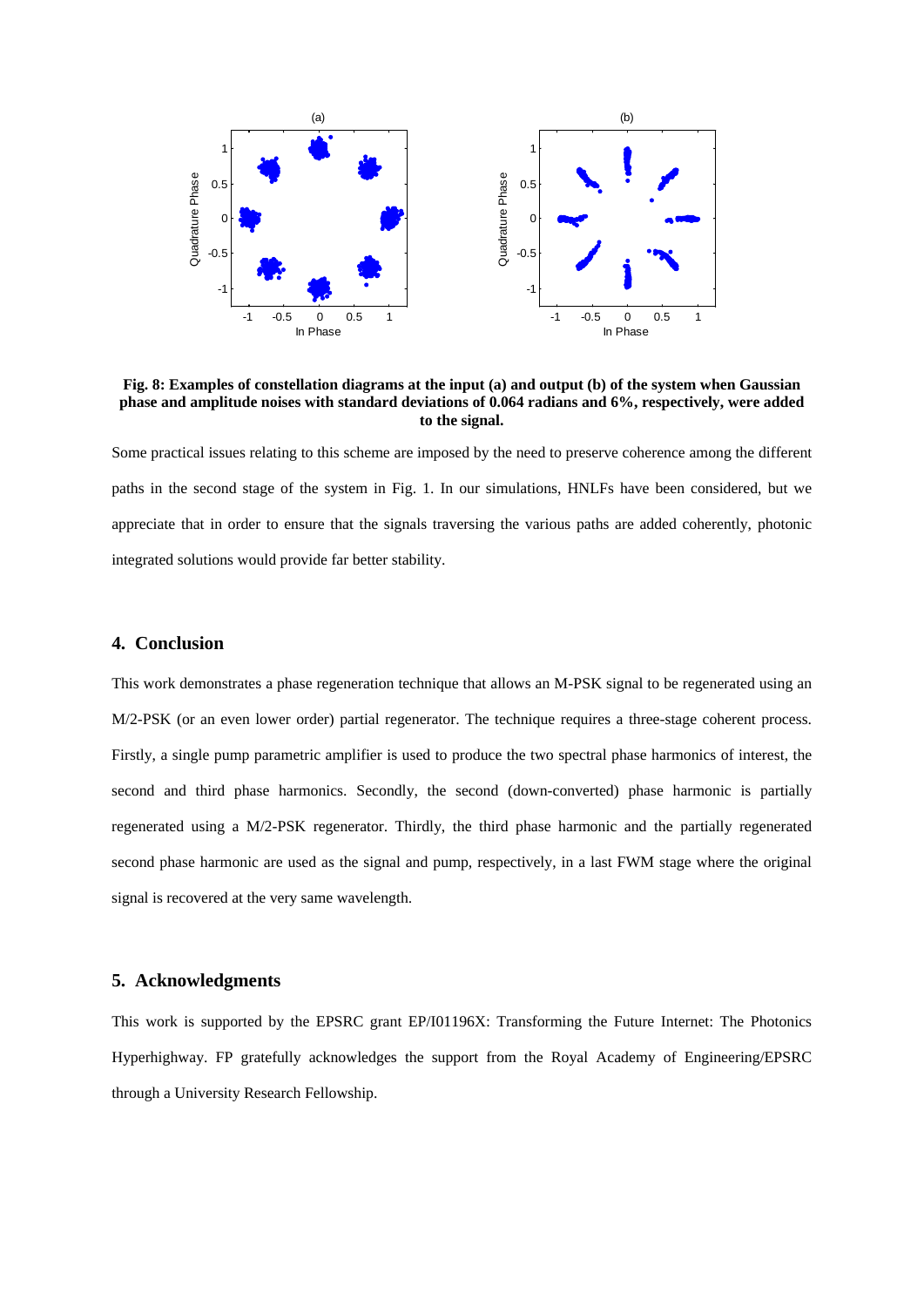**Fig. 8: Examples of constellation diagrams at the input (a) and output (b) of the system when Gaussian phase and amplitude noises with standard deviations of 0.064 radians and 6%, respectively, were added to the signal.**

Some practical issues relating to this scheme are imposed by the need to preserve coherence among the different paths in the second stage of the system in Fig. 1. In our simulations, HNLFs have been considered, but we appreciate that in order to ensure that the signals traversing the various paths are added coherently, photonic integrated solutions would provide far better stability.

## 4. Conclusion

This work demonstrates a phase regeneration technique that allows an M-PSK signal to be regenerated using an M/2-PSK (or an even lower order) partial regenerator. The technique requires a three-stage coherent process. Firstly, a single pump parametric amplifier is used to produce the two spectral phase harmonics of interest, the second and third phase harmonics. Secondly, the second (down-converted) phase harmonic is partially regenerated using a M/2-PSK regenerator. Thirdly, the third phase harmonic and the partially regenerated second phase harmonic are used as the signal and pump, respectively, in a last FWM stage where the original signal is recovered at the very same wavelength.

## 5. Acknowledgments

This work is supported by the EPSRC grant EP/I01196X: Transforming the Future Internet: The Photonics Hyperhighway. FP gratefully acknowledges the support from the Royal Academy of Engineering/EPSRC through a University Research Fellowship.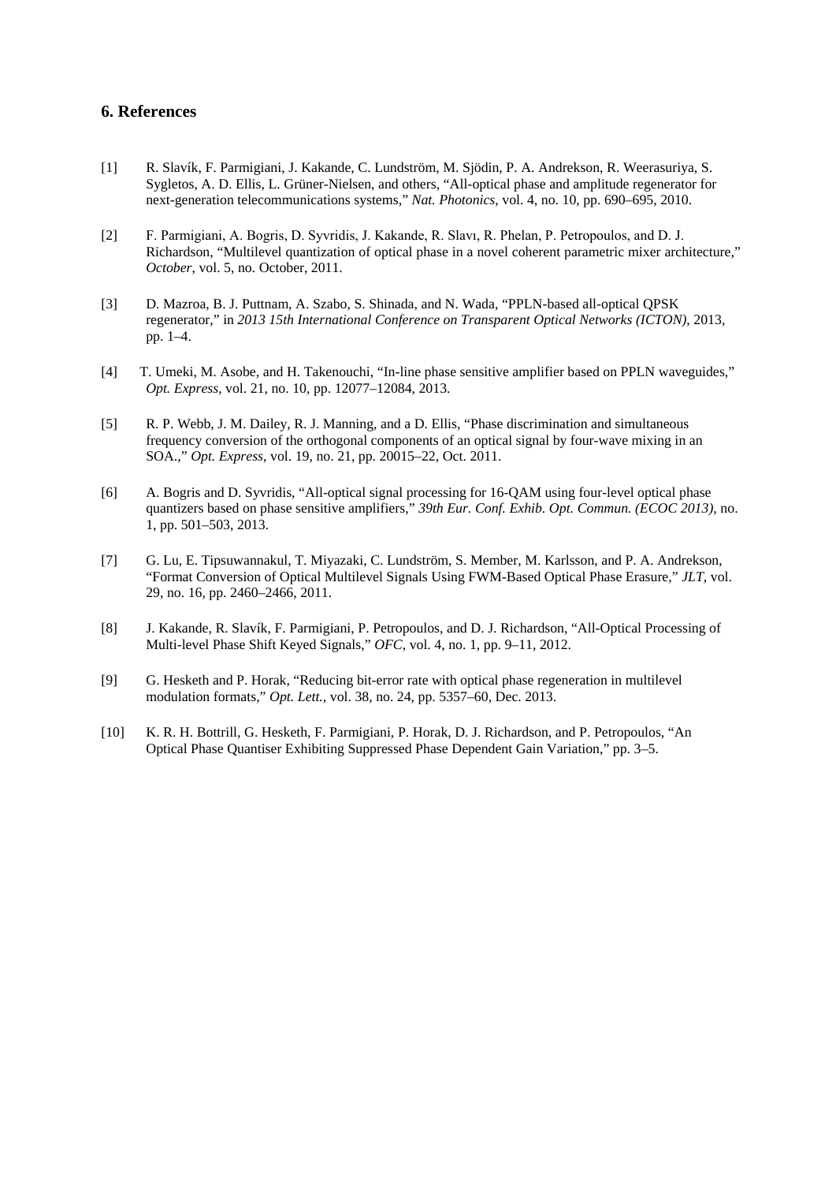## 6. References

[1] R. Slavík, F. Parmigiani, J. Kakande, C. Lundström, M. Sjödin, P. A. Andrekson, R. Weerasuriya, S. Sygletos, A. D. Ellis, L. Grüner-Nielsen, and others, "All-optical phase and amplitude regenerator for next-generation telecommunications systems," *Nat. Photonics*, vol. 4, no. 10, pp. 690–695, 2010.

[2] F. Parmigiani, A. Bogris, D. Syvridis, J. Kakande, R. Slavı, R. Phelan, P. Petropoulos, and D. J. Richardson, "Multilevel quantization of optical phase in a novel coherent parametric mixer architecture," *October*, vol. 5, no. October, 2011.

[3] D. Mazroa, B. J. Puttnam, A. Szabo, S. Shinada, and N. Wada, "PPLN-based all-optical QPSK regenerator," in *2013 15th International Conference on Transparent Optical Networks (ICTON)*, 2013, pp. 1–4.

[4] T. Umeki, M. Asobe, and H. Takenouchi, "In-line phase sensitive amplifier based on PPLN waveguides," *Opt. Express*, vol. 21, no. 10, pp. 12077–12084, 2013.

[5] R. P. Webb, J. M. Dailey, R. J. Manning, and a D. Ellis, "Phase discrimination and simultaneous frequency conversion of the orthogonal components of an optical signal by four-wave mixing in an SOA.," *Opt. Express*, vol. 19, no. 21, pp. 20015–22, Oct. 2011.

[6] A. Bogris and D. Syvridis, "All-optical signal processing for 16-QAM using four-level optical phase quantizers based on phase sensitive amplifiers," *39th Eur. Conf. Exhib. Opt. Commun. (ECOC 2013)*, no. 1, pp. 501–503, 2013.

[7] G. Lu, E. Tipsuwannakul, T. Miyazaki, C. Lundström, S. Member, M. Karlsson, and P. A. Andrekson, "Format Conversion of Optical Multilevel Signals Using FWM-Based Optical Phase Erasure," *JLT*, vol. 29, no. 16, pp. 2460–2466, 2011.

[8] J. Kakande, R. Slavík, F. Parmigiani, P. Petropoulos, and D. J. Richardson, "All-Optical Processing of Multi-level Phase Shift Keyed Signals," *OFC*, vol. 4, no. 1, pp. 9–11, 2012.

[9] G. Hesketh and P. Horak, "Reducing bit-error rate with optical phase regeneration in multilevel modulation formats," *Opt. Lett.*, vol. 38, no. 24, pp. 5357–60, Dec. 2013.

[10] K. R. H. Bottrill, G. Hesketh, F. Parmigiani, P. Horak, D. J. Richardson, and P. Petropoulos, "An Optical Phase Quantiser Exhibiting Suppressed Phase Dependent Gain Variation," pp. 3–5.